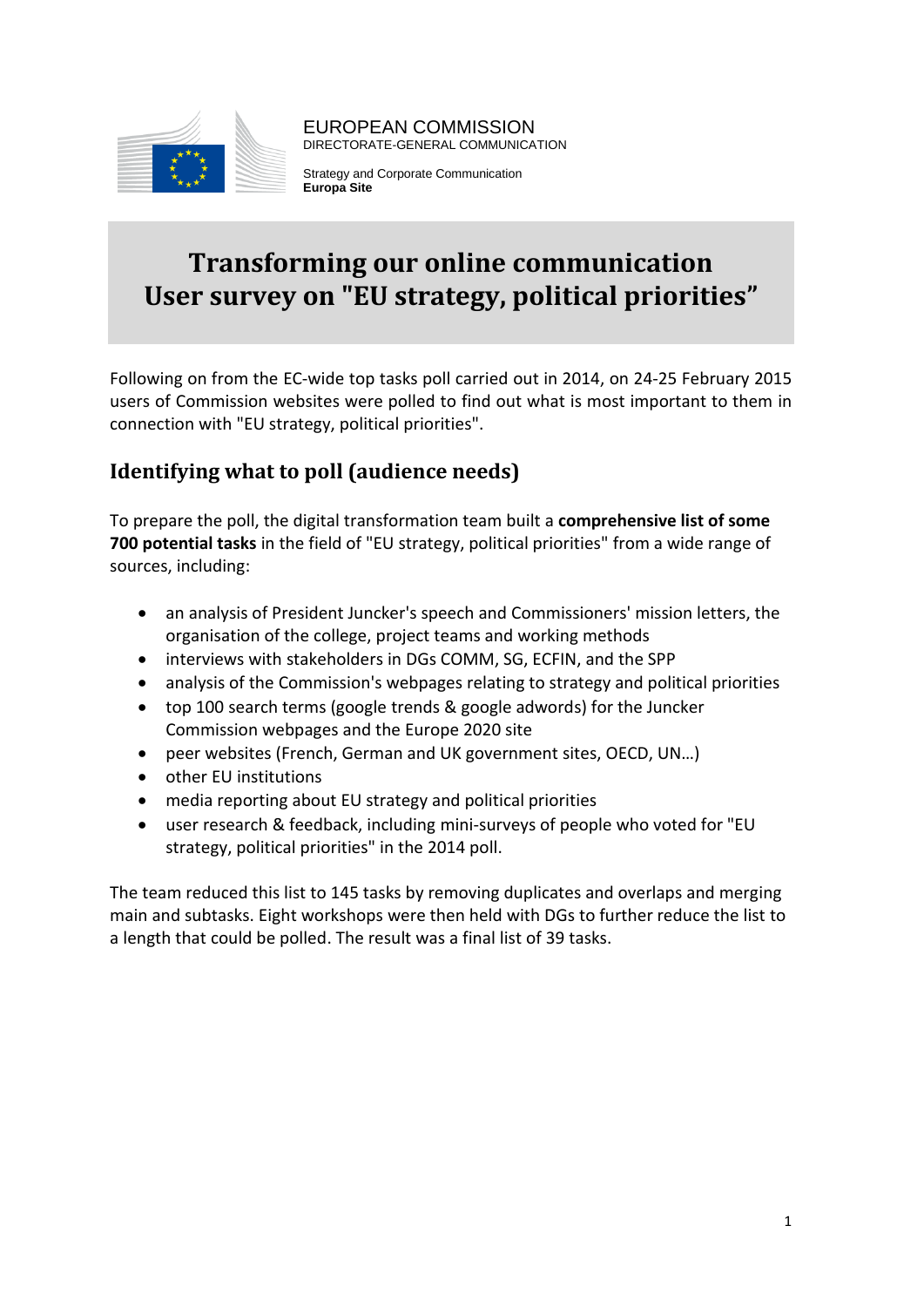EUROPEAN COMMISSION
DIRECTORATE-GENERAL COMMUNICATION

Strategy and Corporate Communication
**Europa Site**

# Transforming our online communication
# User survey on "EU strategy, political priorities”

Following on from the EC-wide top tasks poll carried out in 2014, on 24-25 February 2015 users of Commission websites were polled to find out what is most important to them in connection with "EU strategy, political priorities".

## Identifying what to poll (audience needs)

To prepare the poll, the digital transformation team built a **comprehensive list of some 700 potential tasks** in the field of "EU strategy, political priorities" from a wide range of sources, including:

- an analysis of President Juncker's speech and Commissioners' mission letters, the organisation of the college, project teams and working methods
- interviews with stakeholders in DGs COMM, SG, ECFIN, and the SPP
- analysis of the Commission's webpages relating to strategy and political priorities
- top 100 search terms (google trends & google adwords) for the Juncker Commission webpages and the Europe 2020 site
- peer websites (French, German and UK government sites, OECD, UN…)
- other EU institutions
- media reporting about EU strategy and political priorities
- user research & feedback, including mini-surveys of people who voted for "EU strategy, political priorities" in the 2014 poll.

The team reduced this list to 145 tasks by removing duplicates and overlaps and merging main and subtasks. Eight workshops were then held with DGs to further reduce the list to a length that could be polled. The result was a final list of 39 tasks.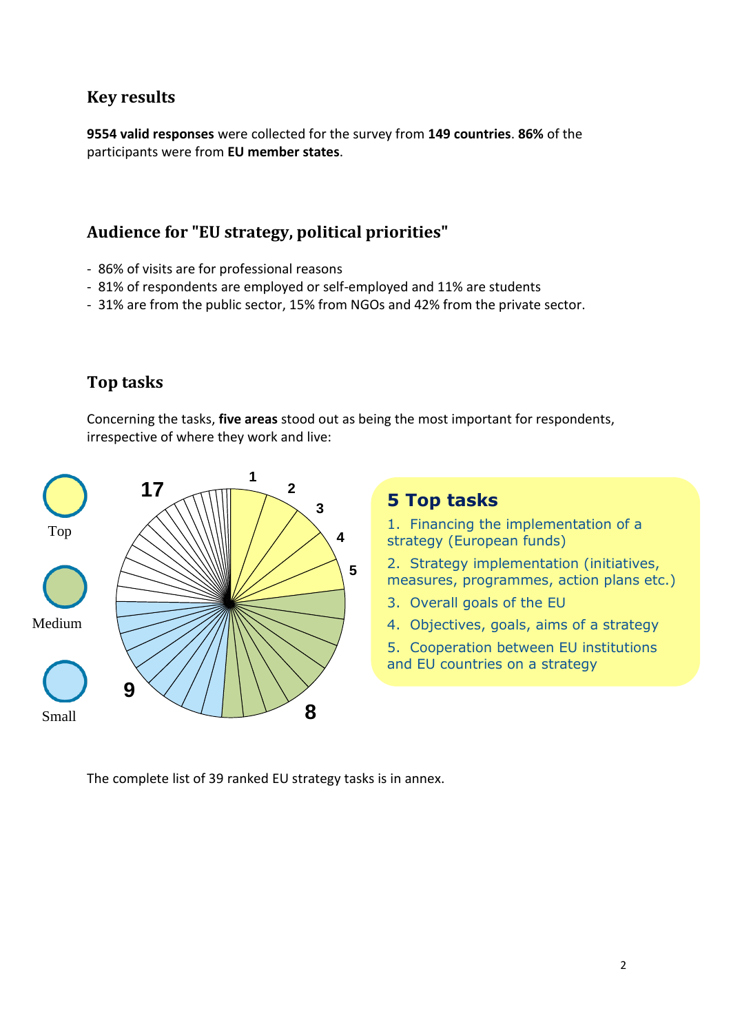## Key results

**9554 valid responses** were collected for the survey from **149 countries**. **86%** of the participants were from **EU member states**.

## Audience for "EU strategy, political priorities"

- 86% of visits are for professional reasons
- 81% of respondents are employed or self-employed and 11% are students
- 31% are from the public sector, 15% from NGOs and 42% from the private sector.

## Top tasks

Concerning the tasks, **five areas** stood out as being the most important for respondents, irrespective of where they work and live:

Top

Medium

Small

17

9

8

1 2 3 4 5

### 5 Top tasks

1. Financing the implementation of a strategy (European funds)
2. Strategy implementation (initiatives, measures, programmes, action plans etc.)
3. Overall goals of the EU
4. Objectives, goals, aims of a strategy
5. Cooperation between EU institutions and EU countries on a strategy

The complete list of 39 ranked EU strategy tasks is in annex.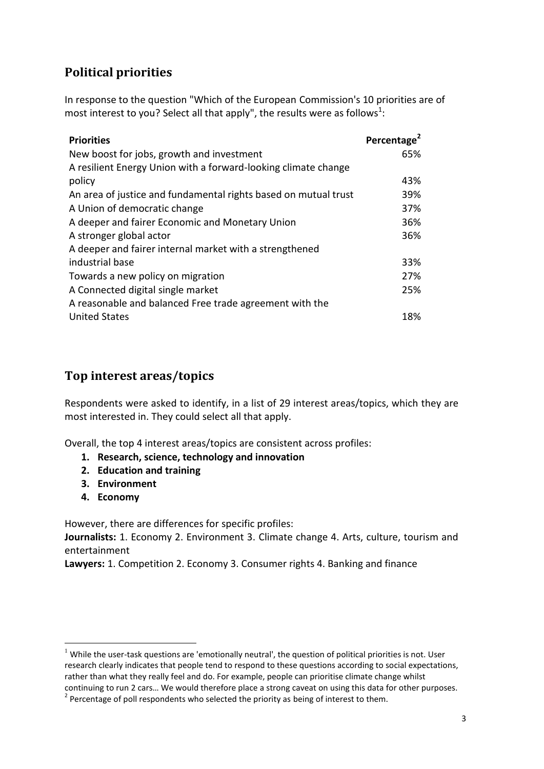## Political priorities

In response to the question "Which of the European Commission's 10 priorities are of most interest to you? Select all that apply", the results were as follows[1]:

| Priorities | Percentage[2] |
| --- | --- |
| New boost for jobs, growth and investment | 65% |
| A resilient Energy Union with a forward-looking climate change policy | 43% |
| An area of justice and fundamental rights based on mutual trust | 39% |
| A Union of democratic change | 37% |
| A deeper and fairer Economic and Monetary Union | 36% |
| A stronger global actor | 36% |
| A deeper and fairer internal market with a strengthened industrial base | 33% |
| Towards a new policy on migration | 27% |
| A Connected digital single market | 25% |
| A reasonable and balanced Free trade agreement with the United States | 18% |

## Top interest areas/topics

Respondents were asked to identify, in a list of 29 interest areas/topics, which they are most interested in. They could select all that apply.

Overall, the top 4 interest areas/topics are consistent across profiles:

1. **Research, science, technology and innovation**
2. **Education and training**
3. **Environment**
4. **Economy**

However, there are differences for specific profiles:

**Journalists:** 1. Economy 2. Environment 3. Climate change 4. Arts, culture, tourism and entertainment

**Lawyers:** 1. Competition 2. Economy 3. Consumer rights 4. Banking and finance

---

[1] While the user-task questions are 'emotionally neutral', the question of political priorities is not. User research clearly indicates that people tend to respond to these questions according to social expectations, rather than what they really feel and do. For example, people can prioritise climate change whilst continuing to run 2 cars… We would therefore place a strong caveat on using this data for other purposes.

[2] Percentage of poll respondents who selected the priority as being of interest to them.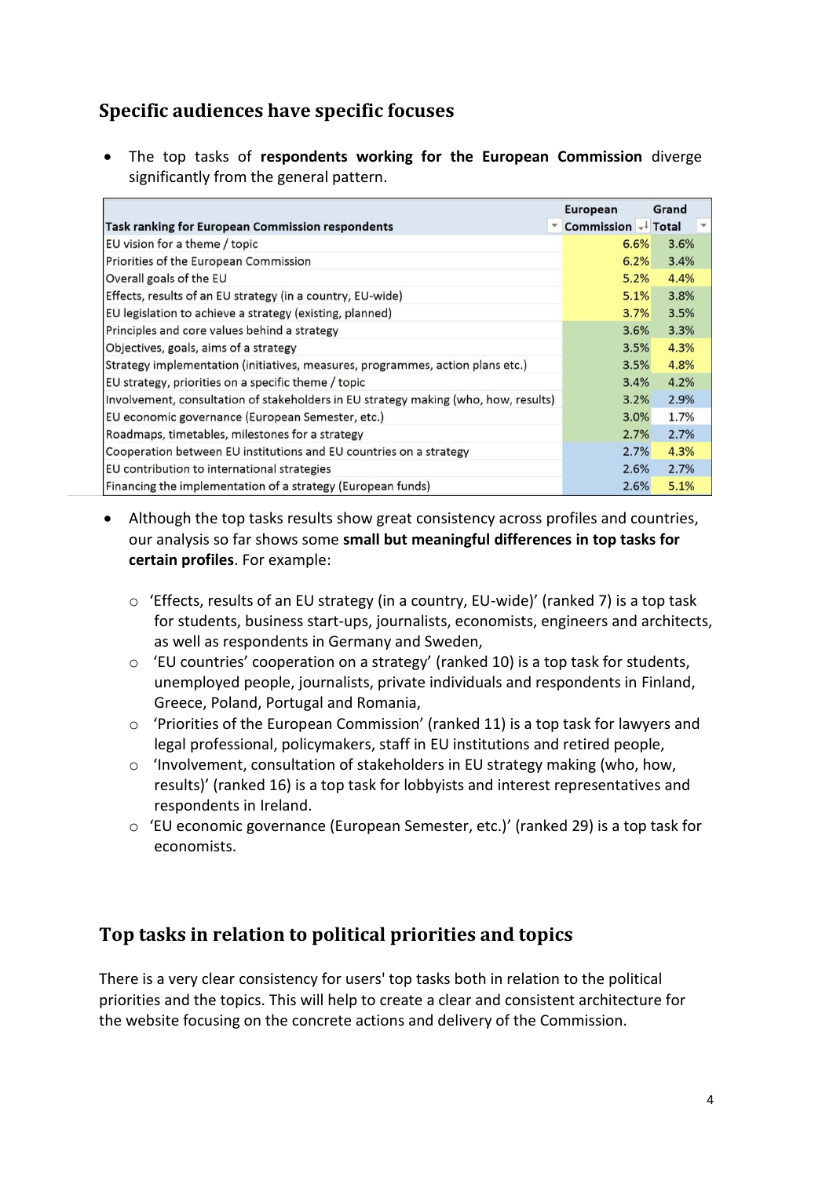## Specific audiences have specific focuses

- The top tasks of **respondents working for the European Commission** diverge significantly from the general pattern.

| Task ranking for European Commission respondents | European Commission | Grand Total |
|---|---|---|
| EU vision for a theme / topic | 6.6% | 3.6% |
| Priorities of the European Commission | 6.2% | 3.4% |
| Overall goals of the EU | 5.2% | 4.4% |
| Effects, results of an EU strategy (in a country, EU-wide) | 5.1% | 3.8% |
| EU legislation to achieve a strategy (existing, planned) | 3.7% | 3.5% |
| Principles and core values behind a strategy | 3.6% | 3.3% |
| Objectives, goals, aims of a strategy | 3.5% | 4.3% |
| Strategy implementation (initiatives, measures, programmes, action plans etc.) | 3.5% | 4.8% |
| EU strategy, priorities on a specific theme / topic | 3.4% | 4.2% |
| Involvement, consultation of stakeholders in EU strategy making (who, how, results) | 3.2% | 2.9% |
| EU economic governance (European Semester, etc.) | 3.0% | 1.7% |
| Roadmaps, timetables, milestones for a strategy | 2.7% | 2.7% |
| Cooperation between EU institutions and EU countries on a strategy | 2.7% | 4.3% |
| EU contribution to international strategies | 2.6% | 2.7% |
| Financing the implementation of a strategy (European funds) | 2.6% | 5.1% |

- Although the top tasks results show great consistency across profiles and countries, our analysis so far shows some **small but meaningful differences in top tasks for certain profiles**. For example:
  - 'Effects, results of an EU strategy (in a country, EU-wide)' (ranked 7) is a top task for students, business start-ups, journalists, economists, engineers and architects, as well as respondents in Germany and Sweden,
  - 'EU countries' cooperation on a strategy' (ranked 10) is a top task for students, unemployed people, journalists, private individuals and respondents in Finland, Greece, Poland, Portugal and Romania,
  - 'Priorities of the European Commission' (ranked 11) is a top task for lawyers and legal professional, policymakers, staff in EU institutions and retired people,
  - 'Involvement, consultation of stakeholders in EU strategy making (who, how, results)' (ranked 16) is a top task for lobbyists and interest representatives and respondents in Ireland.
  - 'EU economic governance (European Semester, etc.)' (ranked 29) is a top task for economists.

## Top tasks in relation to political priorities and topics

There is a very clear consistency for users' top tasks both in relation to the political priorities and the topics. This will help to create a clear and consistent architecture for the website focusing on the concrete actions and delivery of the Commission.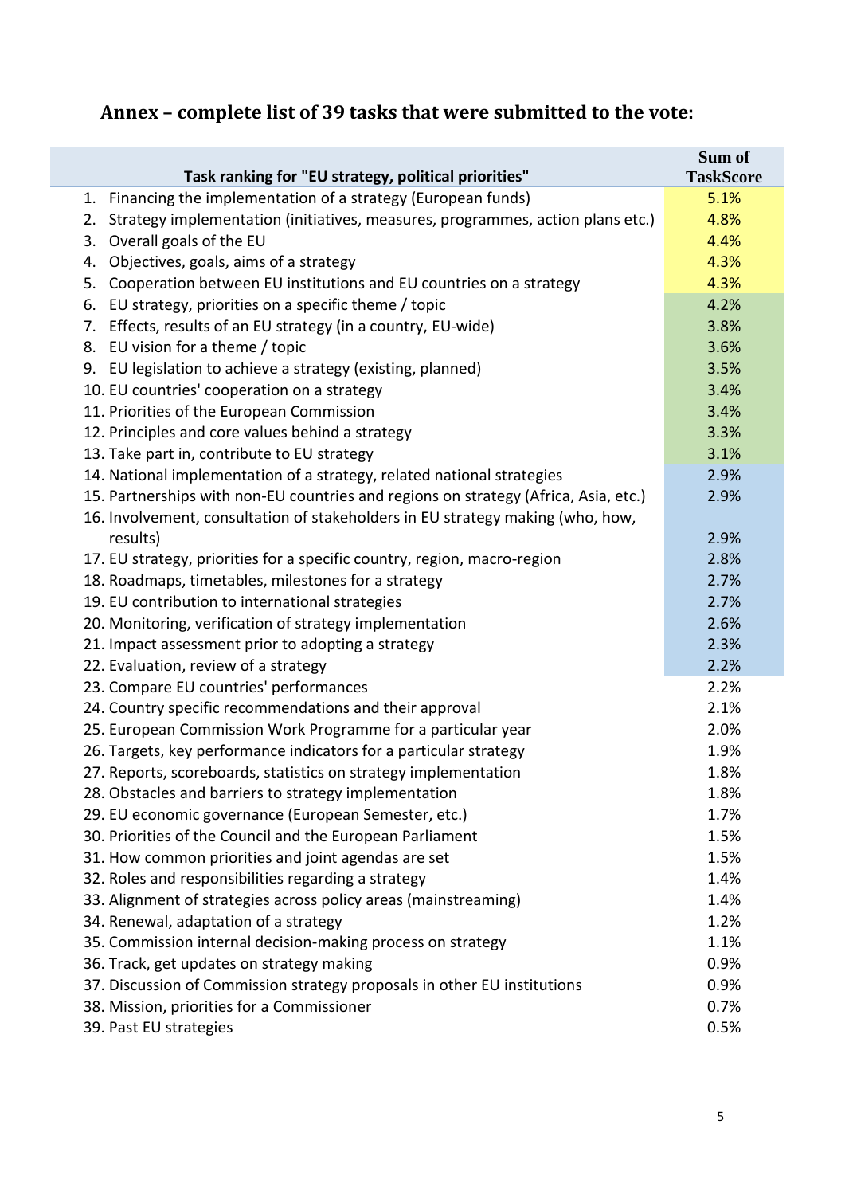## Annex – complete list of 39 tasks that were submitted to the vote:

| Task ranking for "EU strategy, political priorities" | Sum of TaskScore |
|---|---|
| 1. Financing the implementation of a strategy (European funds) | 5.1% |
| 2. Strategy implementation (initiatives, measures, programmes, action plans etc.) | 4.8% |
| 3. Overall goals of the EU | 4.4% |
| 4. Objectives, goals, aims of a strategy | 4.3% |
| 5. Cooperation between EU institutions and EU countries on a strategy | 4.3% |
| 6. EU strategy, priorities on a specific theme / topic | 4.2% |
| 7. Effects, results of an EU strategy (in a country, EU-wide) | 3.8% |
| 8. EU vision for a theme / topic | 3.6% |
| 9. EU legislation to achieve a strategy (existing, planned) | 3.5% |
| 10. EU countries' cooperation on a strategy | 3.4% |
| 11. Priorities of the European Commission | 3.4% |
| 12. Principles and core values behind a strategy | 3.3% |
| 13. Take part in, contribute to EU strategy | 3.1% |
| 14. National implementation of a strategy, related national strategies | 2.9% |
| 15. Partnerships with non-EU countries and regions on strategy (Africa, Asia, etc.) | 2.9% |
| 16. Involvement, consultation of stakeholders in EU strategy making (who, how, results) | 2.9% |
| 17. EU strategy, priorities for a specific country, region, macro-region | 2.8% |
| 18. Roadmaps, timetables, milestones for a strategy | 2.7% |
| 19. EU contribution to international strategies | 2.7% |
| 20. Monitoring, verification of strategy implementation | 2.6% |
| 21. Impact assessment prior to adopting a strategy | 2.3% |
| 22. Evaluation, review of a strategy | 2.2% |
| 23. Compare EU countries' performances | 2.2% |
| 24. Country specific recommendations and their approval | 2.1% |
| 25. European Commission Work Programme for a particular year | 2.0% |
| 26. Targets, key performance indicators for a particular strategy | 1.9% |
| 27. Reports, scoreboards, statistics on strategy implementation | 1.8% |
| 28. Obstacles and barriers to strategy implementation | 1.8% |
| 29. EU economic governance (European Semester, etc.) | 1.7% |
| 30. Priorities of the Council and the European Parliament | 1.5% |
| 31. How common priorities and joint agendas are set | 1.5% |
| 32. Roles and responsibilities regarding a strategy | 1.4% |
| 33. Alignment of strategies across policy areas (mainstreaming) | 1.4% |
| 34. Renewal, adaptation of a strategy | 1.2% |
| 35. Commission internal decision-making process on strategy | 1.1% |
| 36. Track, get updates on strategy making | 0.9% |
| 37. Discussion of Commission strategy proposals in other EU institutions | 0.9% |
| 38. Mission, priorities for a Commissioner | 0.7% |
| 39. Past EU strategies | 0.5% |